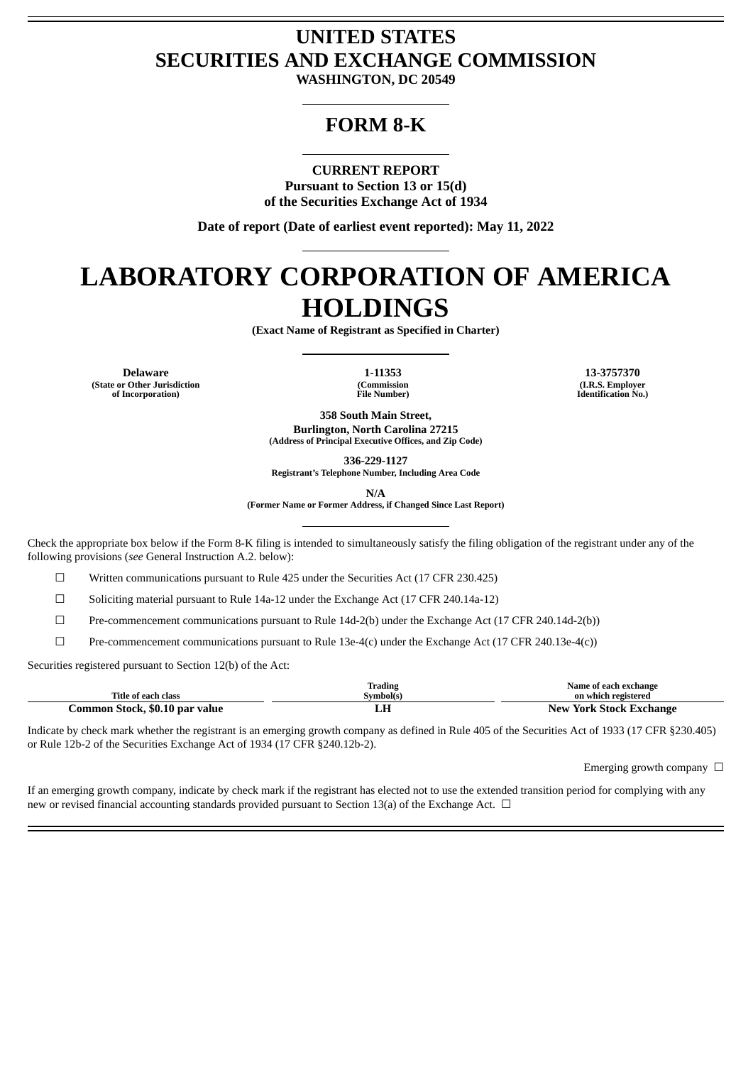# UNITED STATES
# SECURITIES AND EXCHANGE COMMISSION

**WASHINGTON, DC 20549**

## FORM 8-K

**CURRENT REPORT**
**Pursuant to Section 13 or 15(d)**
**of the Securities Exchange Act of 1934**

**Date of report (Date of earliest event reported): May 11, 2022**

# LABORATORY CORPORATION OF AMERICA HOLDINGS

**(Exact Name of Registrant as Specified in Charter)**

| Delaware | 1-11353 | 13-3757370 |
|---|---|---|
| (State or Other Jurisdiction of Incorporation) | (Commission File Number) | (I.R.S. Employer Identification No.) |

**358 South Main Street,**
**Burlington, North Carolina 27215**
**(Address of Principal Executive Offices, and Zip Code)**

**336-229-1127**
**Registrant's Telephone Number, Including Area Code**

**N/A**
**(Former Name or Former Address, if Changed Since Last Report)**

Check the appropriate box below if the Form 8-K filing is intended to simultaneously satisfy the filing obligation of the registrant under any of the following provisions (*see* General Instruction A.2. below):

☐ Written communications pursuant to Rule 425 under the Securities Act (17 CFR 230.425)

☐ Soliciting material pursuant to Rule 14a-12 under the Exchange Act (17 CFR 240.14a-12)

☐ Pre-commencement communications pursuant to Rule 14d-2(b) under the Exchange Act (17 CFR 240.14d-2(b))

☐ Pre-commencement communications pursuant to Rule 13e-4(c) under the Exchange Act (17 CFR 240.13e-4(c))

Securities registered pursuant to Section 12(b) of the Act:

| Title of each class | Trading Symbol(s) | Name of each exchange on which registered |
|---|---|---|
| **Common Stock, $0.10 par value** | **LH** | **New York Stock Exchange** |

Indicate by check mark whether the registrant is an emerging growth company as defined in Rule 405 of the Securities Act of 1933 (17 CFR §230.405) or Rule 12b-2 of the Securities Exchange Act of 1934 (17 CFR §240.12b-2).

Emerging growth company ☐

If an emerging growth company, indicate by check mark if the registrant has elected not to use the extended transition period for complying with any new or revised financial accounting standards provided pursuant to Section 13(a) of the Exchange Act. ☐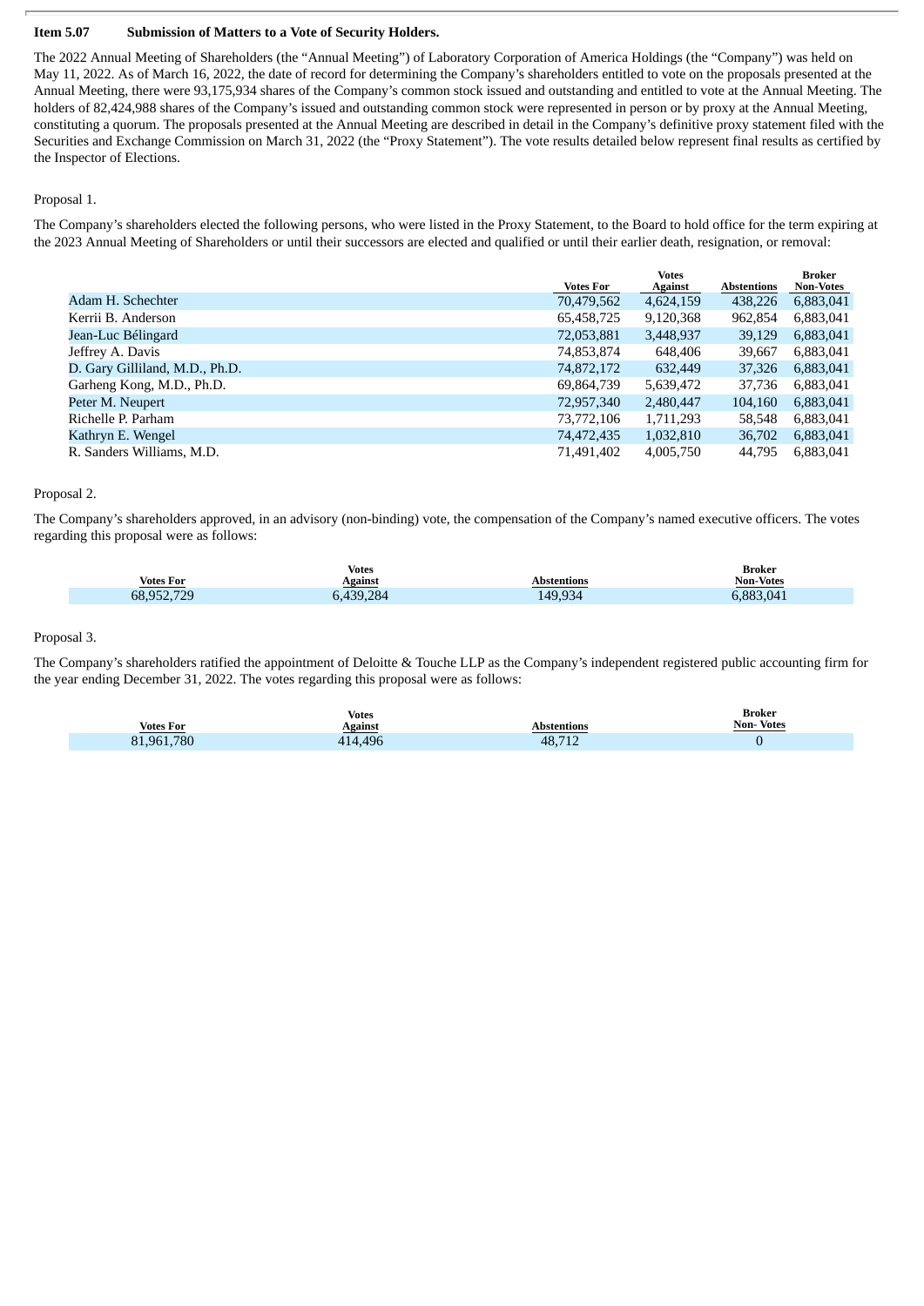## Item 5.07 Submission of Matters to a Vote of Security Holders.

The 2022 Annual Meeting of Shareholders (the "Annual Meeting") of Laboratory Corporation of America Holdings (the "Company") was held on May 11, 2022. As of March 16, 2022, the date of record for determining the Company's shareholders entitled to vote on the proposals presented at the Annual Meeting, there were 93,175,934 shares of the Company's common stock issued and outstanding and entitled to vote at the Annual Meeting. The holders of 82,424,988 shares of the Company's issued and outstanding common stock were represented in person or by proxy at the Annual Meeting, constituting a quorum. The proposals presented at the Annual Meeting are described in detail in the Company's definitive proxy statement filed with the Securities and Exchange Commission on March 31, 2022 (the "Proxy Statement"). The vote results detailed below represent final results as certified by the Inspector of Elections.

Proposal 1.

The Company's shareholders elected the following persons, who were listed in the Proxy Statement, to the Board to hold office for the term expiring at the 2023 Annual Meeting of Shareholders or until their successors are elected and qualified or until their earlier death, resignation, or removal:

| | Votes For | Votes Against | Abstentions | Broker Non-Votes |
|---|---|---|---|---|
| Adam H. Schechter | 70,479,562 | 4,624,159 | 438,226 | 6,883,041 |
| Kerrii B. Anderson | 65,458,725 | 9,120,368 | 962,854 | 6,883,041 |
| Jean-Luc Bélingard | 72,053,881 | 3,448,937 | 39,129 | 6,883,041 |
| Jeffrey A. Davis | 74,853,874 | 648,406 | 39,667 | 6,883,041 |
| D. Gary Gilliland, M.D., Ph.D. | 74,872,172 | 632,449 | 37,326 | 6,883,041 |
| Garheng Kong, M.D., Ph.D. | 69,864,739 | 5,639,472 | 37,736 | 6,883,041 |
| Peter M. Neupert | 72,957,340 | 2,480,447 | 104,160 | 6,883,041 |
| Richelle P. Parham | 73,772,106 | 1,711,293 | 58,548 | 6,883,041 |
| Kathryn E. Wengel | 74,472,435 | 1,032,810 | 36,702 | 6,883,041 |
| R. Sanders Williams, M.D. | 71,491,402 | 4,005,750 | 44,795 | 6,883,041 |

Proposal 2.

The Company's shareholders approved, in an advisory (non-binding) vote, the compensation of the Company's named executive officers. The votes regarding this proposal were as follows:

| Votes For | Votes Against | Abstentions | Broker Non-Votes |
|---|---|---|---|
| 68,952,729 | 6,439,284 | 149,934 | 6,883,041 |

Proposal 3.

The Company's shareholders ratified the appointment of Deloitte & Touche LLP as the Company's independent registered public accounting firm for the year ending December 31, 2022. The votes regarding this proposal were as follows:

| Votes For | Votes Against | Abstentions | Broker Non- Votes |
|---|---|---|---|
| 81,961,780 | 414,496 | 48,712 | 0 |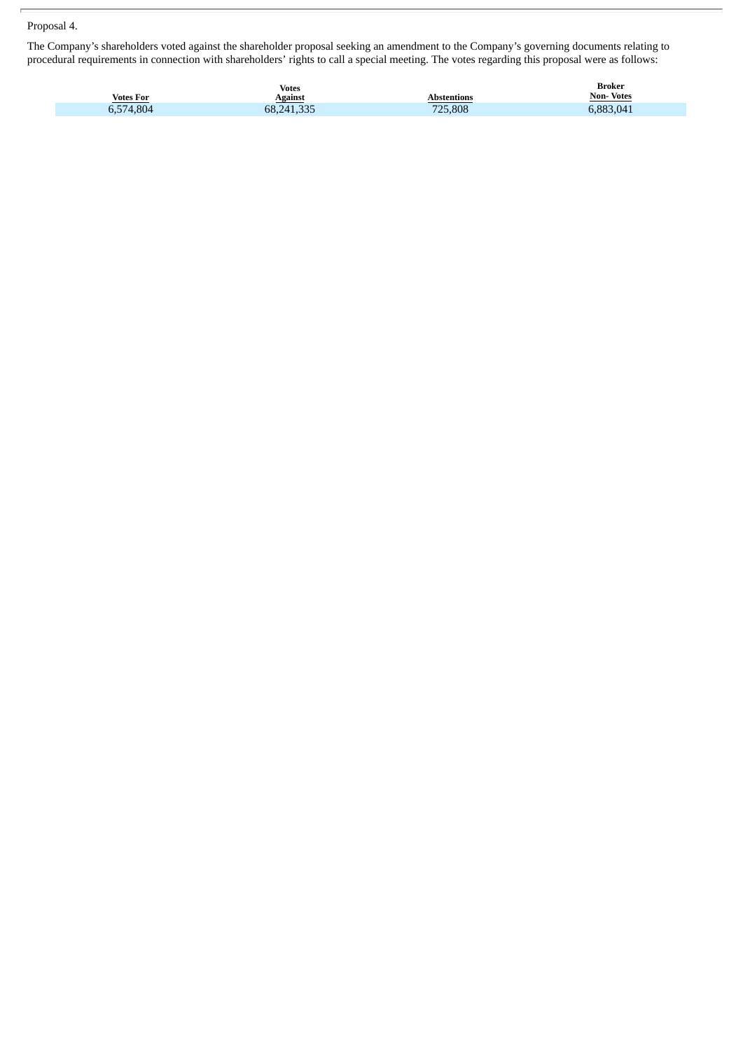Proposal 4.

The Company's shareholders voted against the shareholder proposal seeking an amendment to the Company's governing documents relating to procedural requirements in connection with shareholders' rights to call a special meeting. The votes regarding this proposal were as follows:

| Votes For | Votes Against | Abstentions | Broker Non- Votes |
|---|---|---|---|
| 6,574,804 | 68,241,335 | 725,808 | 6,883,041 |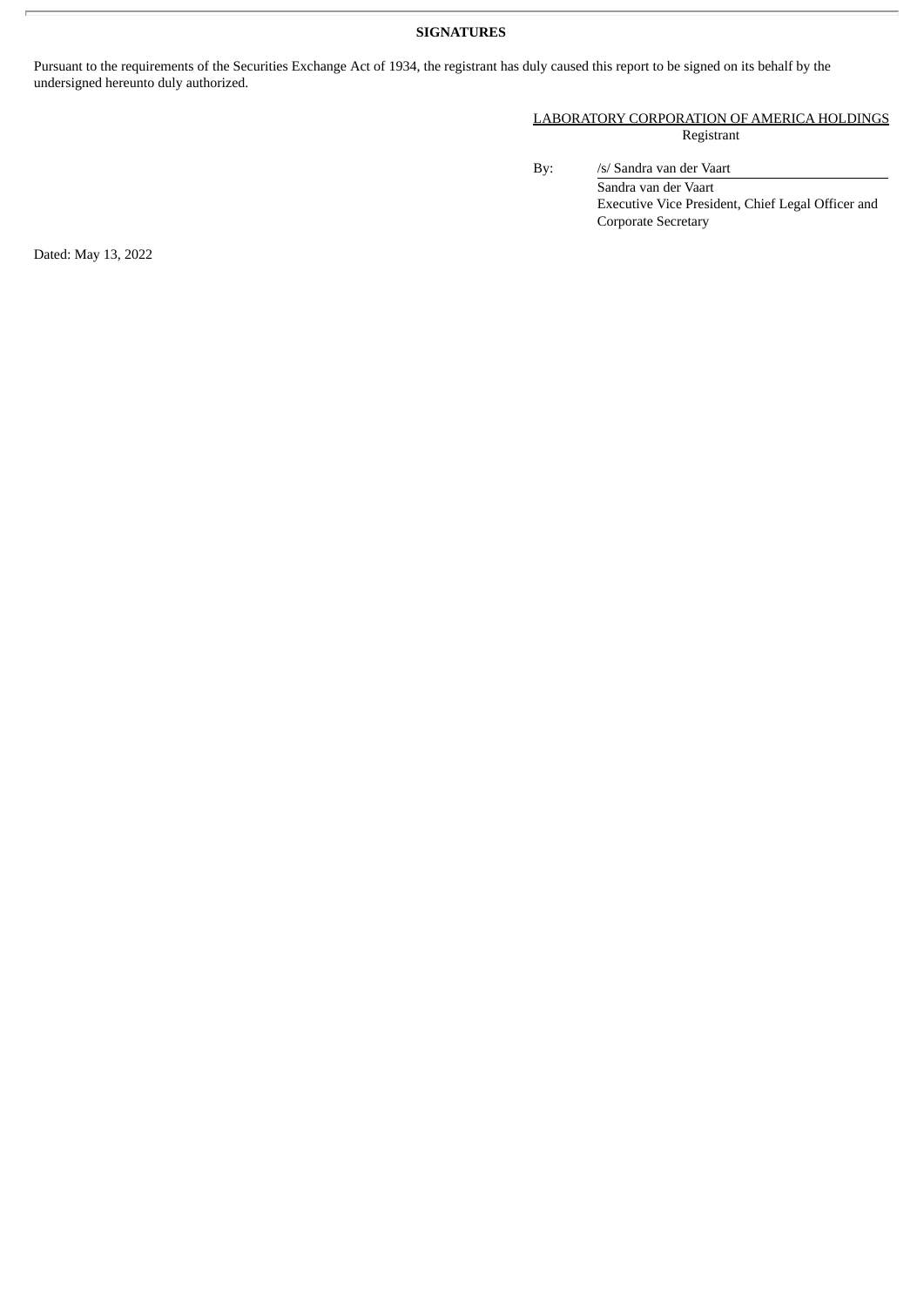**SIGNATURES**

Pursuant to the requirements of the Securities Exchange Act of 1934, the registrant has duly caused this report to be signed on its behalf by the undersigned hereunto duly authorized.

LABORATORY CORPORATION OF AMERICA HOLDINGS
Registrant

By: /s/ Sandra van der Vaart
Sandra van der Vaart
Executive Vice President, Chief Legal Officer and Corporate Secretary

Dated: May 13, 2022